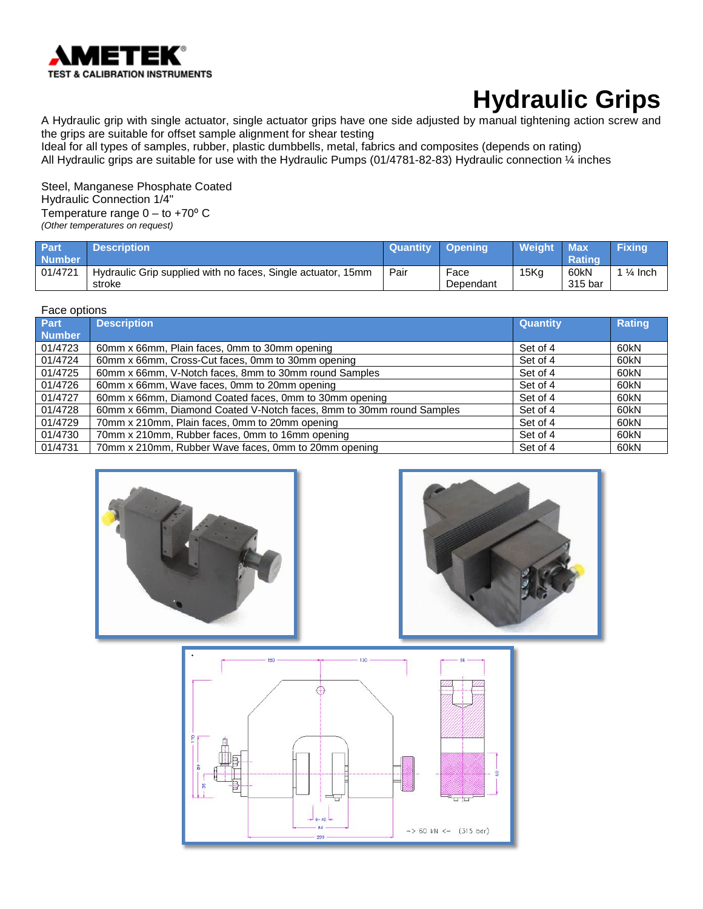**AMETEK**
**TEST & CALIBRATION INSTRUMENTS**

# Hydraulic Grips

A Hydraulic grip with single actuator, single actuator grips have one side adjusted by manual tightening action screw and the grips are suitable for offset sample alignment for shear testing
Ideal for all types of samples, rubber, plastic dumbbells, metal, fabrics and composites (depends on rating)
All Hydraulic grips are suitable for use with the Hydraulic Pumps (01/4781-82-83) Hydraulic connection ¼ inches

Steel, Manganese Phosphate Coated
Hydraulic Connection 1/4"
Temperature range 0 – to +70º C
*(Other temperatures on request)*

| Part Number | Description | Quantity | Opening | Weight | Max Rating | Fixing |
|---|---|---|---|---|---|---|
| 01/4721 | Hydraulic Grip supplied with no faces, Single actuator, 15mm stroke | Pair | Face Dependant | 15Kg | 60kN 315 bar | 1 ¼ Inch |

Face options

| Part Number | Description | Quantity | Rating |
|---|---|---|---|
| 01/4723 | 60mm x 66mm, Plain faces, 0mm to 30mm opening | Set of 4 | 60kN |
| 01/4724 | 60mm x 66mm, Cross-Cut faces, 0mm to 30mm opening | Set of 4 | 60kN |
| 01/4725 | 60mm x 66mm, V-Notch faces, 8mm to 30mm round Samples | Set of 4 | 60kN |
| 01/4726 | 60mm x 66mm, Wave faces, 0mm to 20mm opening | Set of 4 | 60kN |
| 01/4727 | 60mm x 66mm, Diamond Coated faces, 0mm to 30mm opening | Set of 4 | 60kN |
| 01/4728 | 60mm x 66mm, Diamond Coated V-Notch faces, 8mm to 30mm round Samples | Set of 4 | 60kN |
| 01/4729 | 70mm x 210mm, Plain faces, 0mm to 20mm opening | Set of 4 | 60kN |
| 01/4730 | 70mm x 210mm, Rubber faces, 0mm to 16mm opening | Set of 4 | 60kN |
| 01/4731 | 70mm x 210mm, Rubber Wave faces, 0mm to 20mm opening | Set of 4 | 60kN |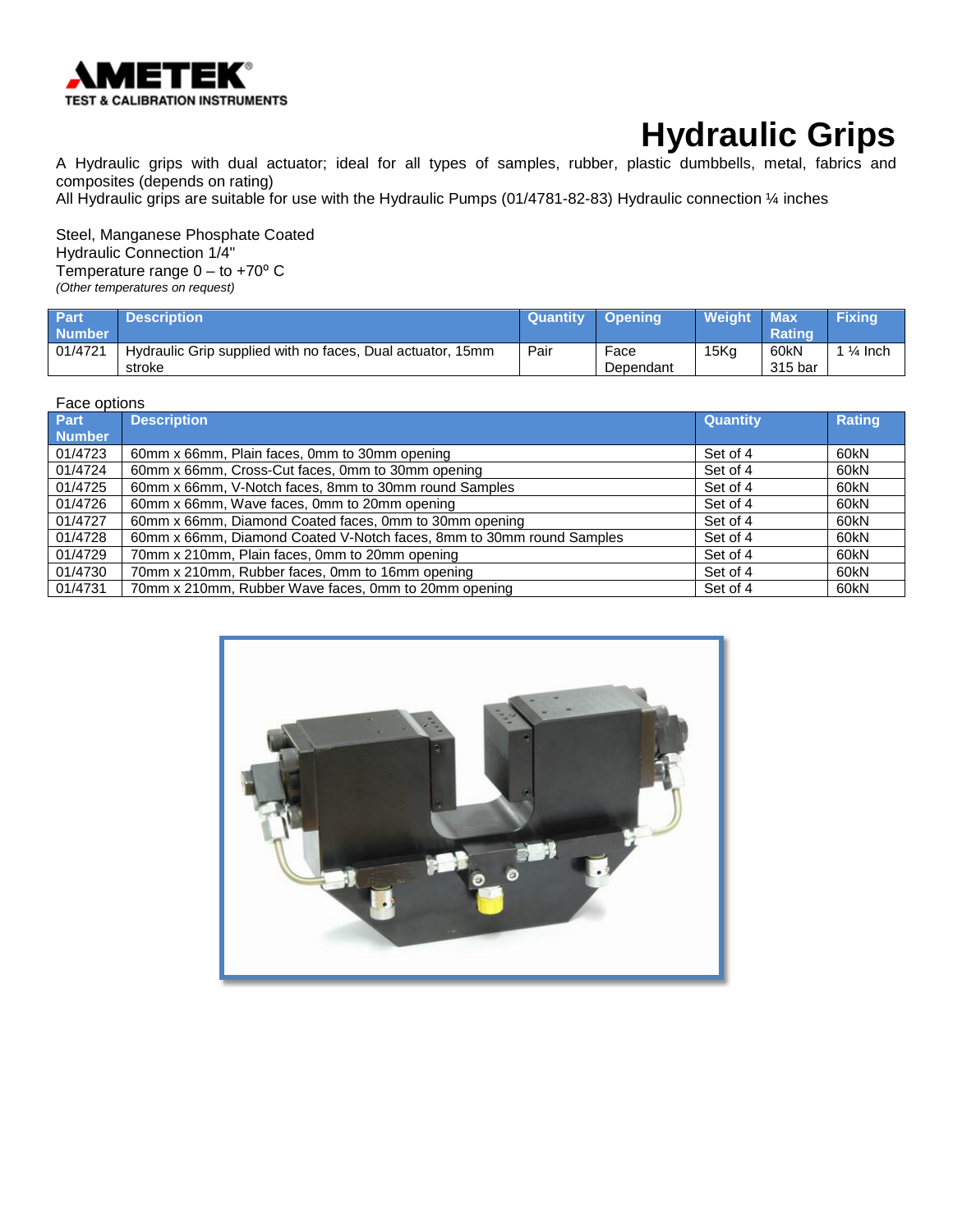AMETEK®
TEST & CALIBRATION INSTRUMENTS

# Hydraulic Grips

A Hydraulic grips with dual actuator; ideal for all types of samples, rubber, plastic dumbbells, metal, fabrics and composites (depends on rating)
All Hydraulic grips are suitable for use with the Hydraulic Pumps (01/4781-82-83) Hydraulic connection ¼ inches

Steel, Manganese Phosphate Coated
Hydraulic Connection 1/4"
Temperature range 0 – to +70º C
*(Other temperatures on request)*

| Part Number | Description | Quantity | Opening | Weight | Max Rating | Fixing |
|---|---|---|---|---|---|---|
| 01/4721 | Hydraulic Grip supplied with no faces, Dual actuator, 15mm stroke | Pair | Face Dependant | 15Kg | 60kN 315 bar | 1 ¼ Inch |

Face options

| Part Number | Description | Quantity | Rating |
|---|---|---|---|
| 01/4723 | 60mm x 66mm, Plain faces, 0mm to 30mm opening | Set of 4 | 60kN |
| 01/4724 | 60mm x 66mm, Cross-Cut faces, 0mm to 30mm opening | Set of 4 | 60kN |
| 01/4725 | 60mm x 66mm, V-Notch faces, 8mm to 30mm round Samples | Set of 4 | 60kN |
| 01/4726 | 60mm x 66mm, Wave faces, 0mm to 20mm opening | Set of 4 | 60kN |
| 01/4727 | 60mm x 66mm, Diamond Coated faces, 0mm to 30mm opening | Set of 4 | 60kN |
| 01/4728 | 60mm x 66mm, Diamond Coated V-Notch faces, 8mm to 30mm round Samples | Set of 4 | 60kN |
| 01/4729 | 70mm x 210mm, Plain faces, 0mm to 20mm opening | Set of 4 | 60kN |
| 01/4730 | 70mm x 210mm, Rubber faces, 0mm to 16mm opening | Set of 4 | 60kN |
| 01/4731 | 70mm x 210mm, Rubber Wave faces, 0mm to 20mm opening | Set of 4 | 60kN |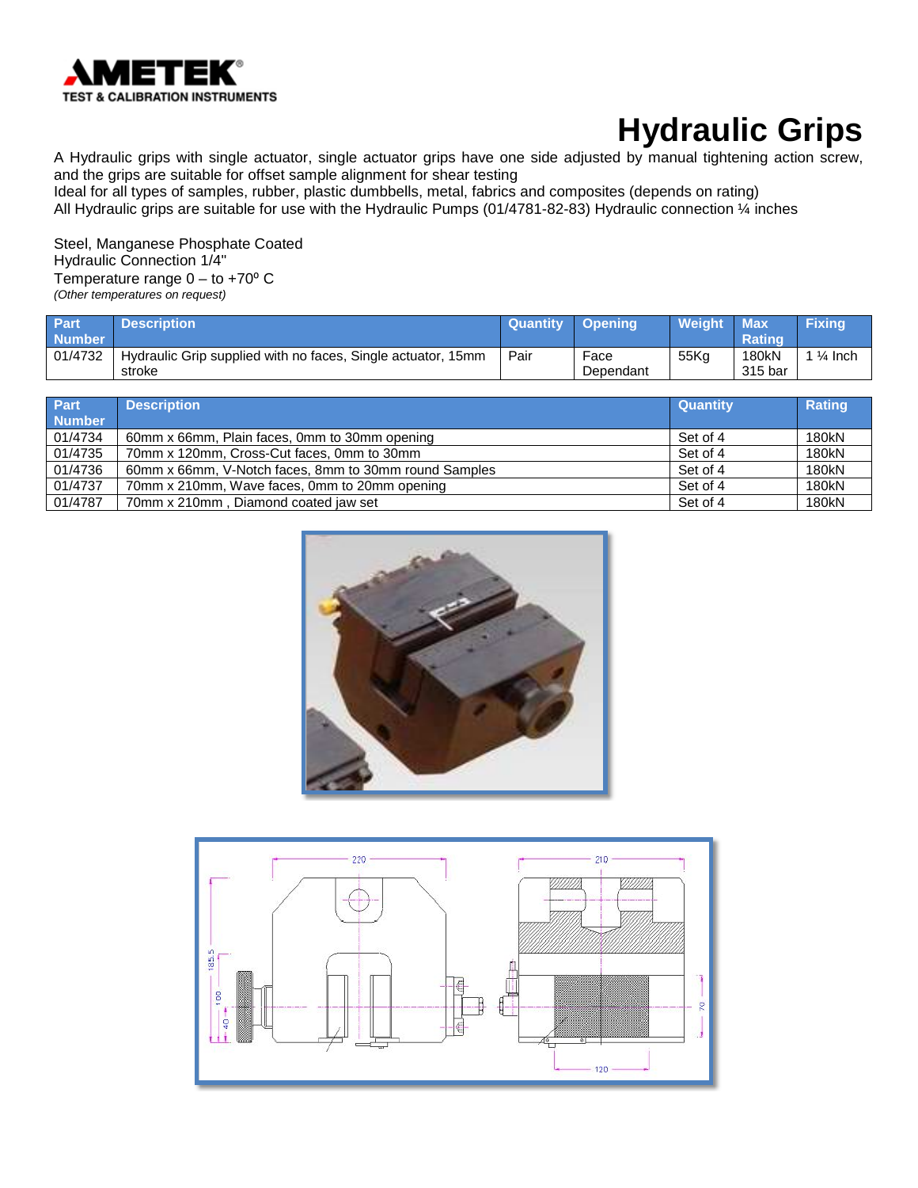# Hydraulic Grips

A Hydraulic grips with single actuator, single actuator grips have one side adjusted by manual tightening action screw, and the grips are suitable for offset sample alignment for shear testing

Ideal for all types of samples, rubber, plastic dumbbells, metal, fabrics and composites (depends on rating)

All Hydraulic grips are suitable for use with the Hydraulic Pumps (01/4781-82-83) Hydraulic connection ¼ inches

Steel, Manganese Phosphate Coated

Hydraulic Connection 1/4"

Temperature range 0 – to +70º C

*(Other temperatures on request)*

| Part Number | Description | Quantity | Opening | Weight | Max Rating | Fixing |
|---|---|---|---|---|---|---|
| 01/4732 | Hydraulic Grip supplied with no faces, Single actuator, 15mm stroke | Pair | Face Dependant | 55Kg | 180kN 315 bar | 1 ¼ Inch |

| Part Number | Description | Quantity | Rating |
|---|---|---|---|
| 01/4734 | 60mm x 66mm, Plain faces, 0mm to 30mm opening | Set of 4 | 180kN |
| 01/4735 | 70mm x 120mm, Cross-Cut faces, 0mm to 30mm | Set of 4 | 180kN |
| 01/4736 | 60mm x 66mm, V-Notch faces, 8mm to 30mm round Samples | Set of 4 | 180kN |
| 01/4737 | 70mm x 210mm, Wave faces, 0mm to 20mm opening | Set of 4 | 180kN |
| 01/4787 | 70mm x 210mm , Diamond coated jaw set | Set of 4 | 180kN |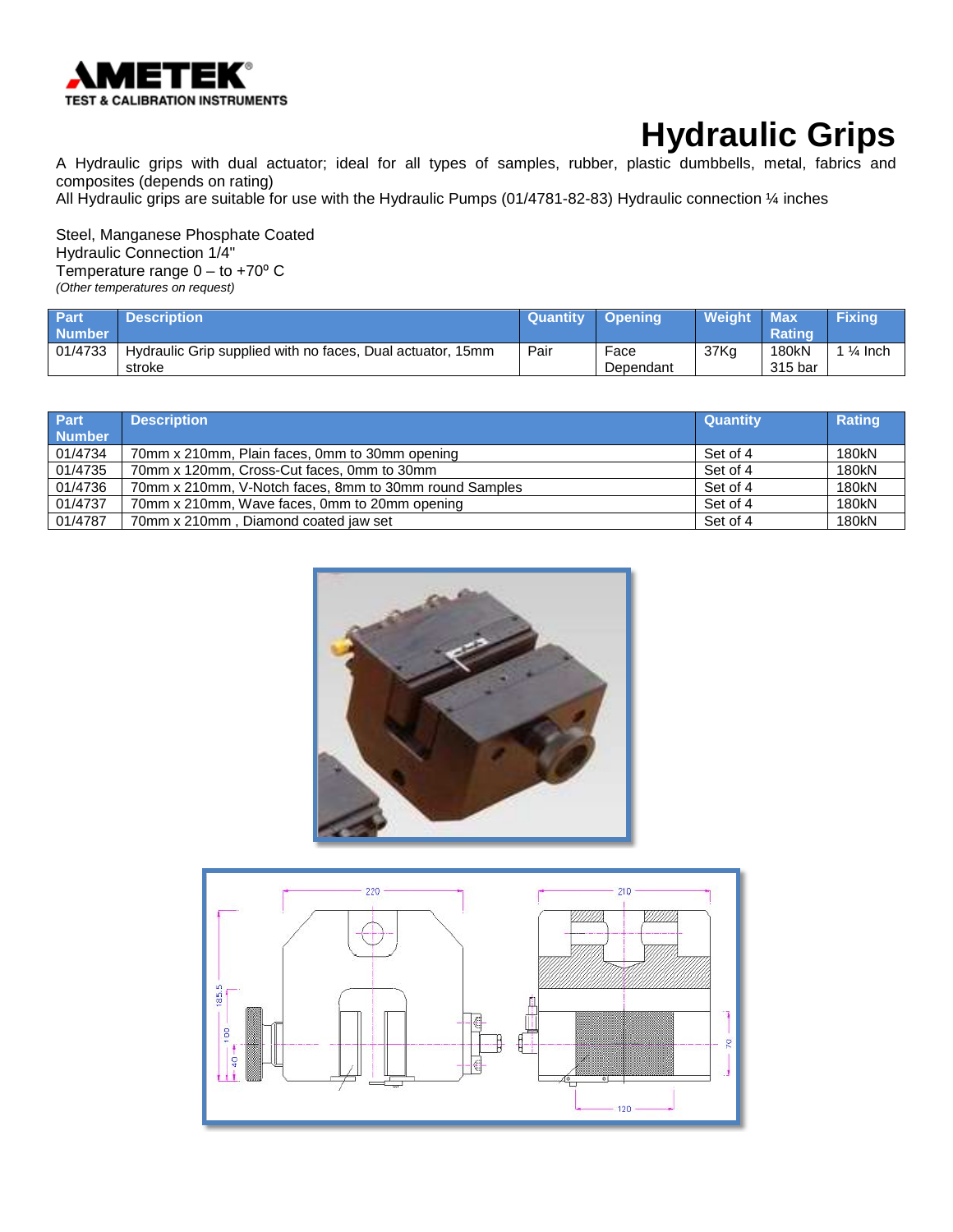**AMETEK**
TEST & CALIBRATION INSTRUMENTS

# Hydraulic Grips

A Hydraulic grips with dual actuator; ideal for all types of samples, rubber, plastic dumbbells, metal, fabrics and composites (depends on rating)
All Hydraulic grips are suitable for use with the Hydraulic Pumps (01/4781-82-83) Hydraulic connection ¼ inches

Steel, Manganese Phosphate Coated
Hydraulic Connection 1/4"
Temperature range 0 – to +70º C
*(Other temperatures on request)*

| Part Number | Description | Quantity | Opening | Weight | Max Rating | Fixing |
|---|---|---|---|---|---|---|
| 01/4733 | Hydraulic Grip supplied with no faces, Dual actuator, 15mm stroke | Pair | Face Dependant | 37Kg | 180kN 315 bar | 1 ¼ Inch |

| Part Number | Description | Quantity | Rating |
|---|---|---|---|
| 01/4734 | 70mm x 210mm, Plain faces, 0mm to 30mm opening | Set of 4 | 180kN |
| 01/4735 | 70mm x 120mm, Cross-Cut faces, 0mm to 30mm | Set of 4 | 180kN |
| 01/4736 | 70mm x 210mm, V-Notch faces, 8mm to 30mm round Samples | Set of 4 | 180kN |
| 01/4737 | 70mm x 210mm, Wave faces, 0mm to 20mm opening | Set of 4 | 180kN |
| 01/4787 | 70mm x 210mm , Diamond coated jaw set | Set of 4 | 180kN |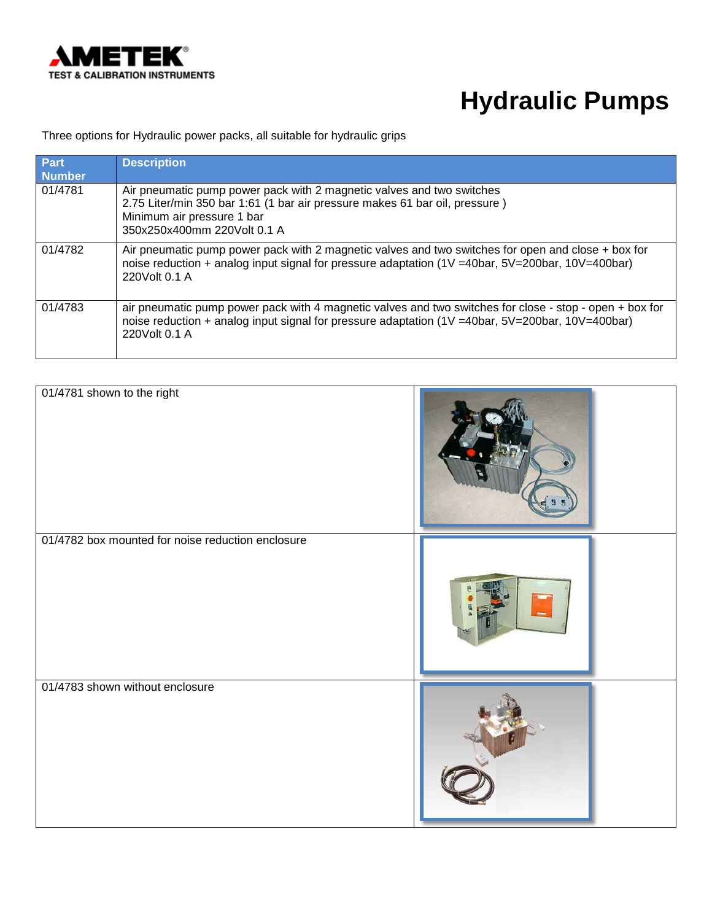# Hydraulic Pumps

Three options for Hydraulic power packs, all suitable for hydraulic grips

| Part Number | Description |
|---|---|
| 01/4781 | Air pneumatic pump power pack with 2 magnetic valves and two switches<br>2.75 Liter/min 350 bar 1:61 (1 bar air pressure makes 61 bar oil, pressure )<br>Minimum air pressure 1 bar<br>350x250x400mm 220Volt 0.1 A |
| 01/4782 | Air pneumatic pump power pack with 2 magnetic valves and two switches for open and close + box for noise reduction + analog input signal for pressure adaptation (1V =40bar, 5V=200bar, 10V=400bar)<br>220Volt 0.1 A |
| 01/4783 | air pneumatic pump power pack with 4 magnetic valves and two switches for close - stop - open + box for noise reduction + analog input signal for pressure adaptation (1V =40bar, 5V=200bar, 10V=400bar)<br>220Volt 0.1 A |

| | |
|---|---|
| 01/4781 shown to the right | |
| 01/4782 box mounted for noise reduction enclosure | |
| 01/4783 shown without enclosure | |